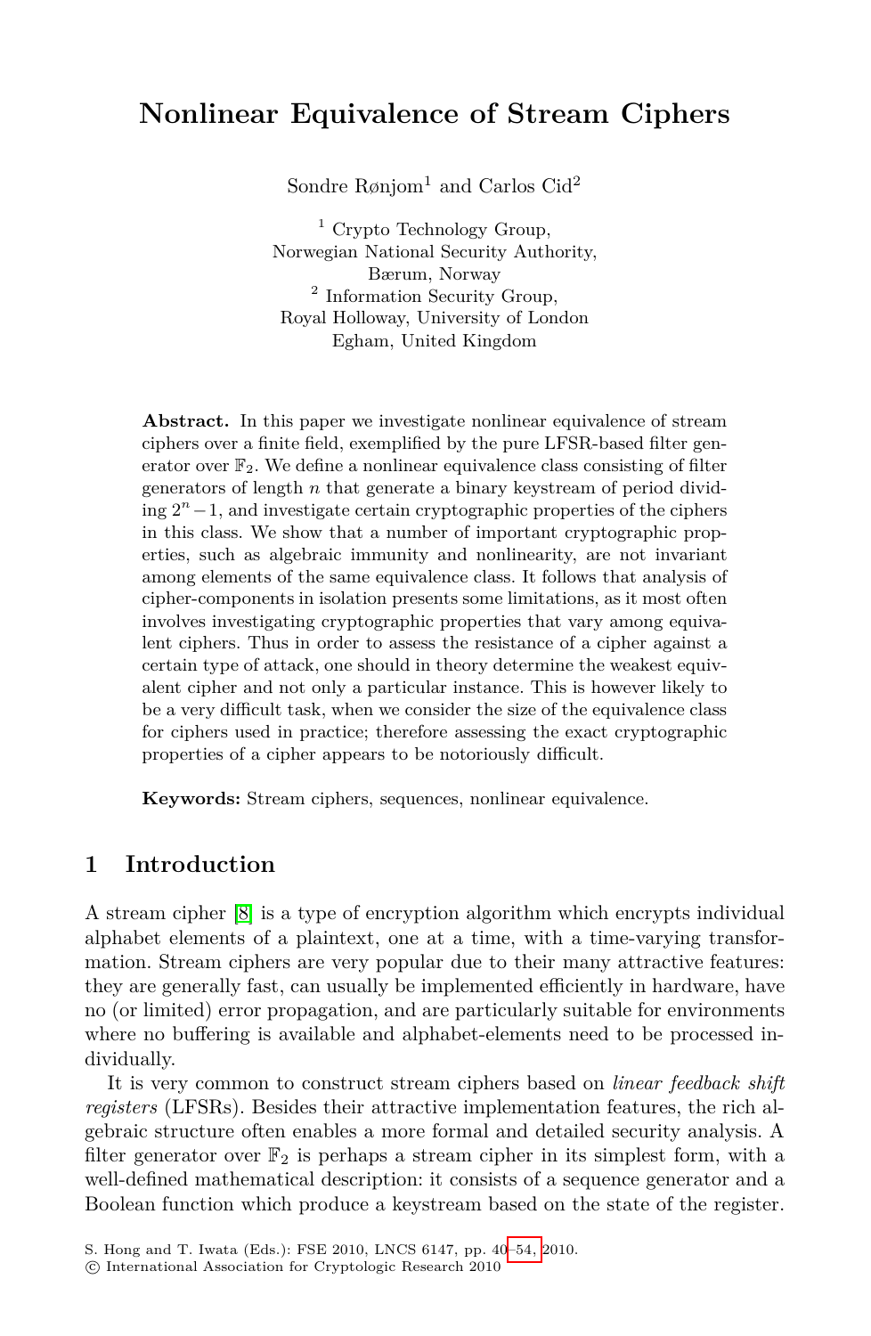# Nonlinear Equivalence of Stream Ciphers

Sondre Rønjom[1] and Carlos Cid[2]

[1] Crypto Technology Group,
Norwegian National Security Authority,
Bærum, Norway

[2] Information Security Group,
Royal Holloway, University of London
Egham, United Kingdom

**Abstract.** In this paper we investigate nonlinear equivalence of stream ciphers over a finite field, exemplified by the pure LFSR-based filter generator over $\mathbb{F}_2$. We define a nonlinear equivalence class consisting of filter generators of length $n$ that generate a binary keystream of period dividing $2^n - 1$, and investigate certain cryptographic properties of the ciphers in this class. We show that a number of important cryptographic properties, such as algebraic immunity and nonlinearity, are not invariant among elements of the same equivalence class. It follows that analysis of cipher-components in isolation presents some limitations, as it most often involves investigating cryptographic properties that vary among equivalent ciphers. Thus in order to assess the resistance of a cipher against a certain type of attack, one should in theory determine the weakest equivalent cipher and not only a particular instance. This is however likely to be a very difficult task, when we consider the size of the equivalence class for ciphers used in practice; therefore assessing the exact cryptographic properties of a cipher appears to be notoriously difficult.

**Keywords:** Stream ciphers, sequences, nonlinear equivalence.

## 1 Introduction

A stream cipher [8] is a type of encryption algorithm which encrypts individual alphabet elements of a plaintext, one at a time, with a time-varying transformation. Stream ciphers are very popular due to their many attractive features: they are generally fast, can usually be implemented efficiently in hardware, have no (or limited) error propagation, and are particularly suitable for environments where no buffering is available and alphabet-elements need to be processed individually.

It is very common to construct stream ciphers based on *linear feedback shift registers* (LFSRs). Besides their attractive implementation features, the rich algebraic structure often enables a more formal and detailed security analysis. A filter generator over $\mathbb{F}_2$ is perhaps a stream cipher in its simplest form, with a well-defined mathematical description: it consists of a sequence generator and a Boolean function which produce a keystream based on the state of the register.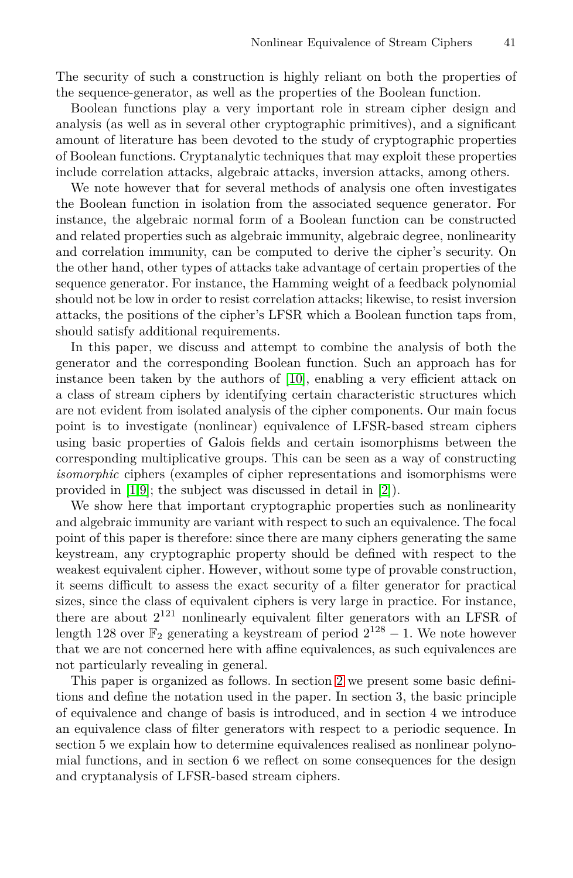The security of such a construction is highly reliant on both the properties of the sequence-generator, as well as the properties of the Boolean function.

Boolean functions play a very important role in stream cipher design and analysis (as well as in several other cryptographic primitives), and a significant amount of literature has been devoted to the study of cryptographic properties of Boolean functions. Cryptanalytic techniques that may exploit these properties include correlation attacks, algebraic attacks, inversion attacks, among others.

We note however that for several methods of analysis one often investigates the Boolean function in isolation from the associated sequence generator. For instance, the algebraic normal form of a Boolean function can be constructed and related properties such as algebraic immunity, algebraic degree, nonlinearity and correlation immunity, can be computed to derive the cipher's security. On the other hand, other types of attacks take advantage of certain properties of the sequence generator. For instance, the Hamming weight of a feedback polynomial should not be low in order to resist correlation attacks; likewise, to resist inversion attacks, the positions of the cipher's LFSR which a Boolean function taps from, should satisfy additional requirements.

In this paper, we discuss and attempt to combine the analysis of both the generator and the corresponding Boolean function. Such an approach has for instance been taken by the authors of [10], enabling a very efficient attack on a class of stream ciphers by identifying certain characteristic structures which are not evident from isolated analysis of the cipher components. Our main focus point is to investigate (nonlinear) equivalence of LFSR-based stream ciphers using basic properties of Galois fields and certain isomorphisms between the corresponding multiplicative groups. This can be seen as a way of constructing *isomorphic* ciphers (examples of cipher representations and isomorphisms were provided in [1,9]; the subject was discussed in detail in [2]).

We show here that important cryptographic properties such as nonlinearity and algebraic immunity are variant with respect to such an equivalence. The focal point of this paper is therefore: since there are many ciphers generating the same keystream, any cryptographic property should be defined with respect to the weakest equivalent cipher. However, without some type of provable construction, it seems difficult to assess the exact security of a filter generator for practical sizes, since the class of equivalent ciphers is very large in practice. For instance, there are about $2^{121}$ nonlinearly equivalent filter generators with an LFSR of length 128 over $\mathbb{F}_2$ generating a keystream of period $2^{128} - 1$. We note however that we are not concerned here with affine equivalences, as such equivalences are not particularly revealing in general.

This paper is organized as follows. In section 2 we present some basic definitions and define the notation used in the paper. In section 3, the basic principle of equivalence and change of basis is introduced, and in section 4 we introduce an equivalence class of filter generators with respect to a periodic sequence. In section 5 we explain how to determine equivalences realised as nonlinear polynomial functions, and in section 6 we reflect on some consequences for the design and cryptanalysis of LFSR-based stream ciphers.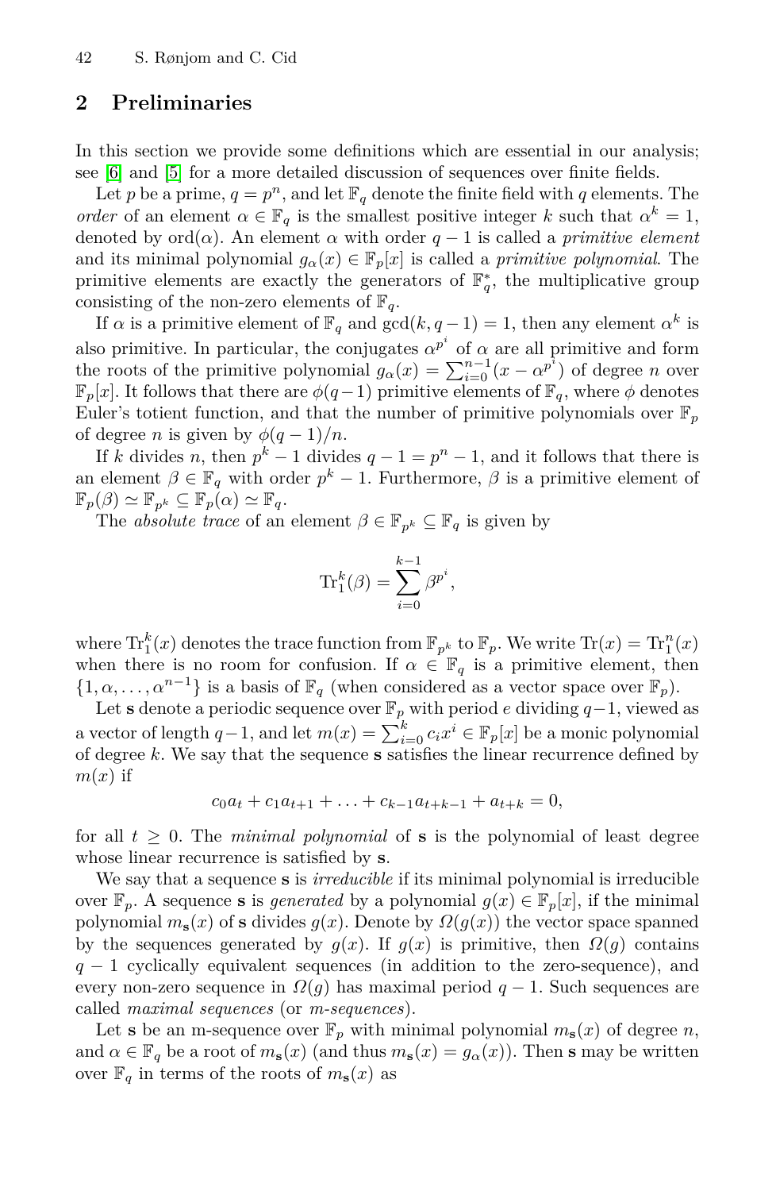## 2 Preliminaries

In this section we provide some definitions which are essential in our analysis; see [6] and [5] for a more detailed discussion of sequences over finite fields.

Let $p$ be a prime, $q = p^n$, and let $\mathbb{F}_q$ denote the finite field with $q$ elements. The *order* of an element $\alpha \in \mathbb{F}_q$ is the smallest positive integer $k$ such that $\alpha^k = 1$, denoted by $\mathrm{ord}(\alpha)$. An element $\alpha$ with order $q-1$ is called a *primitive element* and its minimal polynomial $g_\alpha(x) \in \mathbb{F}_p[x]$ is called a *primitive polynomial*. The primitive elements are exactly the generators of $\mathbb{F}_q^*$, the multiplicative group consisting of the non-zero elements of $\mathbb{F}_q$.

If $\alpha$ is a primitive element of $\mathbb{F}_q$ and $\gcd(k, q-1) = 1$, then any element $\alpha^k$ is also primitive. In particular, the conjugates $\alpha^{p^i}$ of $\alpha$ are all primitive and form the roots of the primitive polynomial $g_\alpha(x) = \sum_{i=0}^{n-1}(x - \alpha^{p^i})$ of degree $n$ over $\mathbb{F}_p[x]$. It follows that there are $\phi(q-1)$ primitive elements of $\mathbb{F}_q$, where $\phi$ denotes Euler's totient function, and that the number of primitive polynomials over $\mathbb{F}_p$ of degree $n$ is given by $\phi(q-1)/n$.

If $k$ divides $n$, then $p^k - 1$ divides $q - 1 = p^n - 1$, and it follows that there is an element $\beta \in \mathbb{F}_q$ with order $p^k - 1$. Furthermore, $\beta$ is a primitive element of $\mathbb{F}_p(\beta) \simeq \mathbb{F}_{p^k} \subseteq \mathbb{F}_p(\alpha) \simeq \mathbb{F}_q$.

The *absolute trace* of an element $\beta \in \mathbb{F}_{p^k} \subseteq \mathbb{F}_q$ is given by

$$\mathrm{Tr}_1^k(\beta) = \sum_{i=0}^{k-1} \beta^{p^i},$$

where $\mathrm{Tr}_1^k(x)$ denotes the trace function from $\mathbb{F}_{p^k}$ to $\mathbb{F}_p$. We write $\mathrm{Tr}(x) = \mathrm{Tr}_1^n(x)$ when there is no room for confusion. If $\alpha \in \mathbb{F}_q$ is a primitive element, then $\{1, \alpha, \ldots, \alpha^{n-1}\}$ is a basis of $\mathbb{F}_q$ (when considered as a vector space over $\mathbb{F}_p$).

Let $\mathbf{s}$ denote a periodic sequence over $\mathbb{F}_p$ with period $e$ dividing $q-1$, viewed as a vector of length $q-1$, and let $m(x) = \sum_{i=0}^{k} c_i x^i \in \mathbb{F}_p[x]$ be a monic polynomial of degree $k$. We say that the sequence $\mathbf{s}$ satisfies the linear recurrence defined by $m(x)$ if

$$c_0 a_t + c_1 a_{t+1} + \ldots + c_{k-1} a_{t+k-1} + a_{t+k} = 0,$$

for all $t \geq 0$. The *minimal polynomial* of $\mathbf{s}$ is the polynomial of least degree whose linear recurrence is satisfied by $\mathbf{s}$.

We say that a sequence $\mathbf{s}$ is *irreducible* if its minimal polynomial is irreducible over $\mathbb{F}_p$. A sequence $\mathbf{s}$ is *generated* by a polynomial $g(x) \in \mathbb{F}_p[x]$, if the minimal polynomial $m_{\mathbf{s}}(x)$ of $\mathbf{s}$ divides $g(x)$. Denote by $\Omega(g(x))$ the vector space spanned by the sequences generated by $g(x)$. If $g(x)$ is primitive, then $\Omega(g)$ contains $q-1$ cyclically equivalent sequences (in addition to the zero-sequence), and every non-zero sequence in $\Omega(g)$ has maximal period $q-1$. Such sequences are called *maximal sequences* (or *m-sequences*).

Let $\mathbf{s}$ be an m-sequence over $\mathbb{F}_p$ with minimal polynomial $m_{\mathbf{s}}(x)$ of degree $n$, and $\alpha \in \mathbb{F}_q$ be a root of $m_{\mathbf{s}}(x)$ (and thus $m_{\mathbf{s}}(x) = g_\alpha(x)$). Then $\mathbf{s}$ may be written over $\mathbb{F}_q$ in terms of the roots of $m_{\mathbf{s}}(x)$ as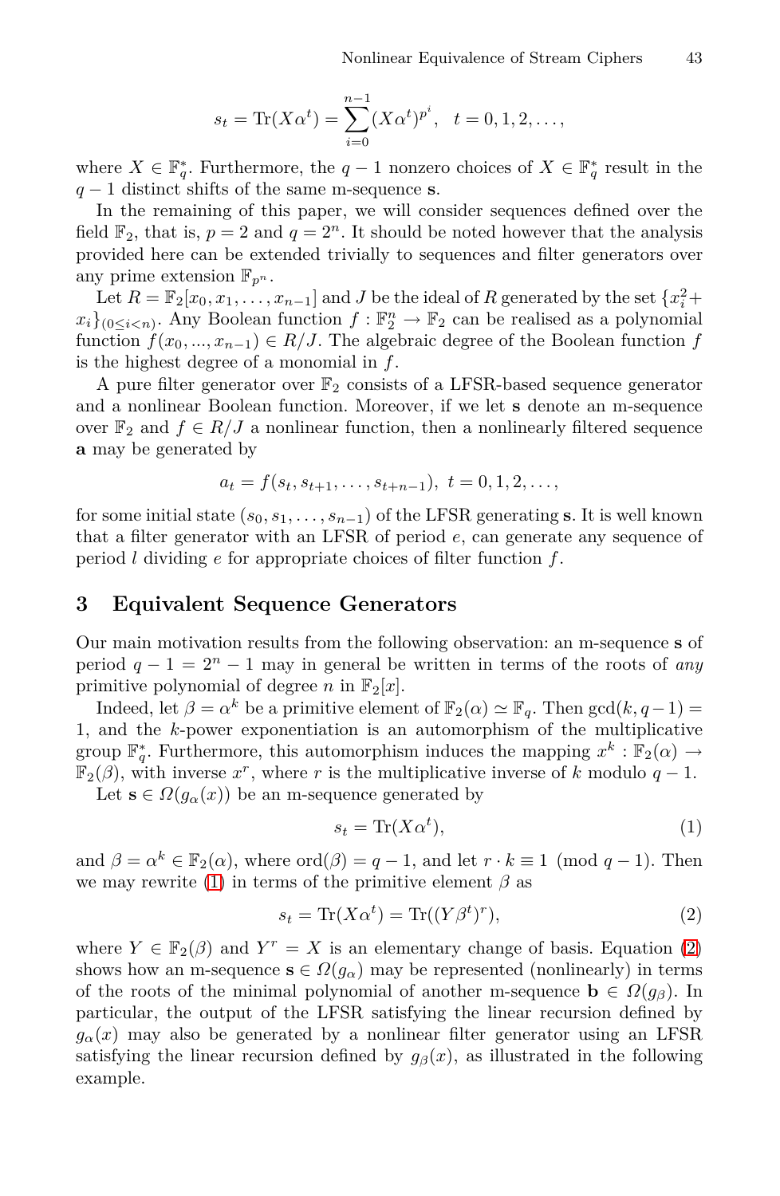$$s_t = \mathrm{Tr}(X\alpha^t) = \sum_{i=0}^{n-1} (X\alpha^t)^{p^i}, \quad t = 0, 1, 2, \ldots,$$

where $X \in \mathbb{F}_q^*$. Furthermore, the $q-1$ nonzero choices of $X \in \mathbb{F}_q^*$ result in the $q-1$ distinct shifts of the same m-sequence $\mathbf{s}$.

In the remaining of this paper, we will consider sequences defined over the field $\mathbb{F}_2$, that is, $p = 2$ and $q = 2^n$. It should be noted however that the analysis provided here can be extended trivially to sequences and filter generators over any prime extension $\mathbb{F}_{p^n}$.

Let $R = \mathbb{F}_2[x_0, x_1, \ldots, x_{n-1}]$ and $J$ be the ideal of $R$ generated by the set $\{x_i^2 + x_i\}_{(0 \le i < n)}$. Any Boolean function $f : \mathbb{F}_2^n \to \mathbb{F}_2$ can be realised as a polynomial function $f(x_0, ..., x_{n-1}) \in R/J$. The algebraic degree of the Boolean function $f$ is the highest degree of a monomial in $f$.

A pure filter generator over $\mathbb{F}_2$ consists of a LFSR-based sequence generator and a nonlinear Boolean function. Moreover, if we let $\mathbf{s}$ denote an m-sequence over $\mathbb{F}_2$ and $f \in R/J$ a nonlinear function, then a nonlinearly filtered sequence $\mathbf{a}$ may be generated by

$$a_t = f(s_t, s_{t+1}, \ldots, s_{t+n-1}), \; t = 0, 1, 2, \ldots,$$

for some initial state $(s_0, s_1, \ldots, s_{n-1})$ of the LFSR generating $\mathbf{s}$. It is well known that a filter generator with an LFSR of period $e$, can generate any sequence of period $l$ dividing $e$ for appropriate choices of filter function $f$.

## 3 Equivalent Sequence Generators

Our main motivation results from the following observation: an m-sequence $\mathbf{s}$ of period $q - 1 = 2^n - 1$ may in general be written in terms of the roots of *any* primitive polynomial of degree $n$ in $\mathbb{F}_2[x]$.

Indeed, let $\beta = \alpha^k$ be a primitive element of $\mathbb{F}_2(\alpha) \simeq \mathbb{F}_q$. Then $\gcd(k, q-1) = 1$, and the $k$-power exponentiation is an automorphism of the multiplicative group $\mathbb{F}_q^*$. Furthermore, this automorphism induces the mapping $x^k : \mathbb{F}_2(\alpha) \to \mathbb{F}_2(\beta)$, with inverse $x^r$, where $r$ is the multiplicative inverse of $k$ modulo $q-1$.

Let $\mathbf{s} \in \Omega(g_\alpha(x))$ be an m-sequence generated by

$$s_t = \mathrm{Tr}(X\alpha^t), \tag{1}$$

and $\beta = \alpha^k \in \mathbb{F}_2(\alpha)$, where $\mathrm{ord}(\beta) = q - 1$, and let $r \cdot k \equiv 1 \pmod{q-1}$. Then we may rewrite (1) in terms of the primitive element $\beta$ as

$$s_t = \mathrm{Tr}(X\alpha^t) = \mathrm{Tr}((Y\beta^t)^r), \tag{2}$$

where $Y \in \mathbb{F}_2(\beta)$ and $Y^r = X$ is an elementary change of basis. Equation (2) shows how an m-sequence $\mathbf{s} \in \Omega(g_\alpha)$ may be represented (nonlinearly) in terms of the roots of the minimal polynomial of another m-sequence $\mathbf{b} \in \Omega(g_\beta)$. In particular, the output of the LFSR satisfying the linear recursion defined by $g_\alpha(x)$ may also be generated by a nonlinear filter generator using an LFSR satisfying the linear recursion defined by $g_\beta(x)$, as illustrated in the following example.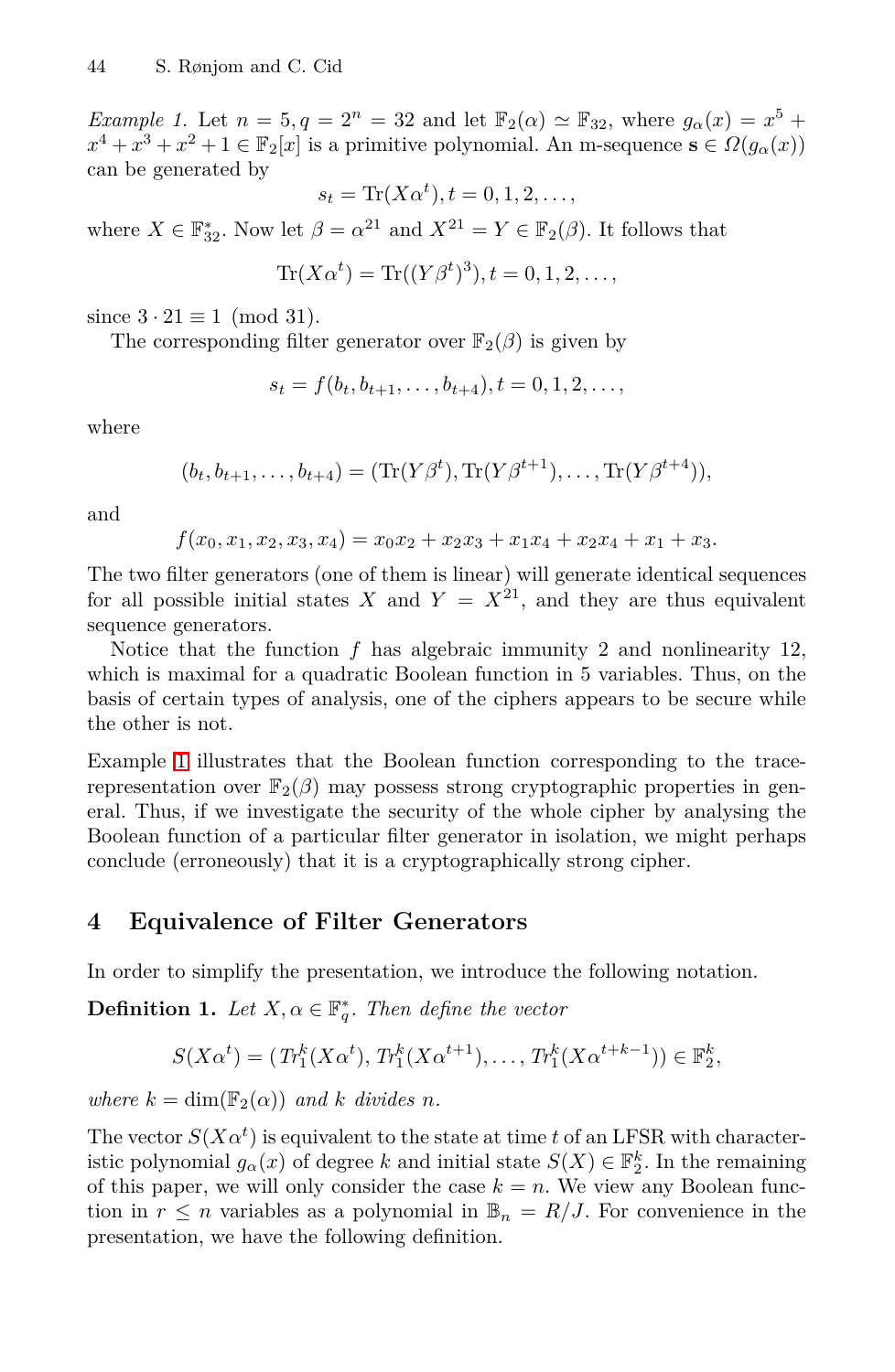*Example 1.* Let $n = 5, q = 2^n = 32$ and let $\mathbb{F}_2(\alpha) \simeq \mathbb{F}_{32}$, where $g_\alpha(x) = x^5 + x^4 + x^3 + x^2 + 1 \in \mathbb{F}_2[x]$ is a primitive polynomial. An m-sequence $\mathbf{s} \in \Omega(g_\alpha(x))$ can be generated by

$$s_t = \mathrm{Tr}(X\alpha^t), t = 0, 1, 2, \dots,$$

where $X \in \mathbb{F}_{32}^*$. Now let $\beta = \alpha^{21}$ and $X^{21} = Y \in \mathbb{F}_2(\beta)$. It follows that

$$\mathrm{Tr}(X\alpha^t) = \mathrm{Tr}((Y\beta^t)^3), t = 0, 1, 2, \dots,$$

since $3 \cdot 21 \equiv 1 \pmod{31}$.

The corresponding filter generator over $\mathbb{F}_2(\beta)$ is given by

$$s_t = f(b_t, b_{t+1}, \dots, b_{t+4}), t = 0, 1, 2, \dots,$$

where

$$(b_t, b_{t+1}, \dots, b_{t+4}) = (\mathrm{Tr}(Y\beta^t), \mathrm{Tr}(Y\beta^{t+1}), \dots, \mathrm{Tr}(Y\beta^{t+4})),$$

and

$$f(x_0, x_1, x_2, x_3, x_4) = x_0x_2 + x_2x_3 + x_1x_4 + x_2x_4 + x_1 + x_3.$$

The two filter generators (one of them is linear) will generate identical sequences for all possible initial states $X$ and $Y = X^{21}$, and they are thus equivalent sequence generators.

Notice that the function $f$ has algebraic immunity 2 and nonlinearity 12, which is maximal for a quadratic Boolean function in 5 variables. Thus, on the basis of certain types of analysis, one of the ciphers appears to be secure while the other is not.

Example 1 illustrates that the Boolean function corresponding to the trace-representation over $\mathbb{F}_2(\beta)$ may possess strong cryptographic properties in general. Thus, if we investigate the security of the whole cipher by analysing the Boolean function of a particular filter generator in isolation, we might perhaps conclude (erroneously) that it is a cryptographically strong cipher.

## 4 Equivalence of Filter Generators

In order to simplify the presentation, we introduce the following notation.

**Definition 1.** *Let $X, \alpha \in \mathbb{F}_q^*$. Then define the vector*

$$S(X\alpha^t) = (Tr_1^k(X\alpha^t), Tr_1^k(X\alpha^{t+1}), \dots, Tr_1^k(X\alpha^{t+k-1})) \in \mathbb{F}_2^k,$$

*where $k = \dim(\mathbb{F}_2(\alpha))$ and $k$ divides $n$.*

The vector $S(X\alpha^t)$ is equivalent to the state at time $t$ of an LFSR with characteristic polynomial $g_\alpha(x)$ of degree $k$ and initial state $S(X) \in \mathbb{F}_2^k$. In the remaining of this paper, we will only consider the case $k = n$. We view any Boolean function in $r \leq n$ variables as a polynomial in $\mathbb{B}_n = R/J$. For convenience in the presentation, we have the following definition.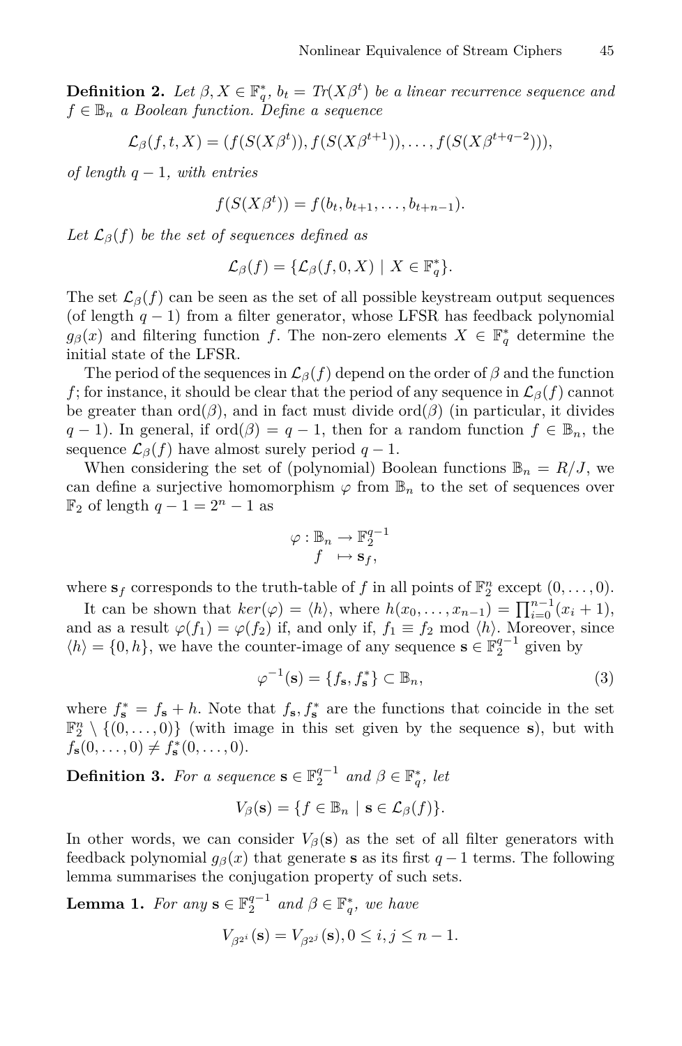**Definition 2.** *Let $\beta, X \in \mathbb{F}_q^*$, $b_t = Tr(X\beta^t)$ be a linear recurrence sequence and $f \in \mathbb{B}_n$ a Boolean function. Define a sequence*

$$\mathcal{L}_\beta(f, t, X) = (f(S(X\beta^t)), f(S(X\beta^{t+1})), \ldots, f(S(X\beta^{t+q-2}))),$$

*of length $q-1$, with entries*

$$f(S(X\beta^t)) = f(b_t, b_{t+1}, \ldots, b_{t+n-1}).$$

*Let $\mathcal{L}_\beta(f)$ be the set of sequences defined as*

$$\mathcal{L}_\beta(f) = \{\mathcal{L}_\beta(f, 0, X) \mid X \in \mathbb{F}_q^*\}.$$

The set $\mathcal{L}_\beta(f)$ can be seen as the set of all possible keystream output sequences (of length $q-1$) from a filter generator, whose LFSR has feedback polynomial $g_\beta(x)$ and filtering function $f$. The non-zero elements $X \in \mathbb{F}_q^*$ determine the initial state of the LFSR.

The period of the sequences in $\mathcal{L}_\beta(f)$ depend on the order of $\beta$ and the function $f$; for instance, it should be clear that the period of any sequence in $\mathcal{L}_\beta(f)$ cannot be greater than $\mathrm{ord}(\beta)$, and in fact must divide $\mathrm{ord}(\beta)$ (in particular, it divides $q-1$). In general, if $\mathrm{ord}(\beta) = q-1$, then for a random function $f \in \mathbb{B}_n$, the sequence $\mathcal{L}_\beta(f)$ have almost surely period $q-1$.

When considering the set of (polynomial) Boolean functions $\mathbb{B}_n = R/J$, we can define a surjective homomorphism $\varphi$ from $\mathbb{B}_n$ to the set of sequences over $\mathbb{F}_2$ of length $q-1 = 2^n - 1$ as

$$\begin{array}{c} \varphi : \mathbb{B}_n \to \mathbb{F}_2^{q-1} \\ f \;\; \mapsto \mathbf{s}_f, \end{array}$$

where $\mathbf{s}_f$ corresponds to the truth-table of $f$ in all points of $\mathbb{F}_2^n$ except $(0, \ldots, 0)$.

It can be shown that $ker(\varphi) = \langle h \rangle$, where $h(x_0, \ldots, x_{n-1}) = \prod_{i=0}^{n-1}(x_i + 1)$, and as a result $\varphi(f_1) = \varphi(f_2)$ if, and only if, $f_1 \equiv f_2 \bmod \langle h \rangle$. Moreover, since $\langle h \rangle = \{0, h\}$, we have the counter-image of any sequence $\mathbf{s} \in \mathbb{F}_2^{q-1}$ given by

$$\varphi^{-1}(\mathbf{s}) = \{f_\mathbf{s}, f_\mathbf{s}^*\} \subset \mathbb{B}_n, \tag{3}$$

where $f_\mathbf{s}^* = f_\mathbf{s} + h$. Note that $f_\mathbf{s}, f_\mathbf{s}^*$ are the functions that coincide in the set $\mathbb{F}_2^n \setminus \{(0, \ldots, 0)\}$ (with image in this set given by the sequence $\mathbf{s}$), but with $f_\mathbf{s}(0, \ldots, 0) \neq f_\mathbf{s}^*(0, \ldots, 0)$.

**Definition 3.** *For a sequence $\mathbf{s} \in \mathbb{F}_2^{q-1}$ and $\beta \in \mathbb{F}_q^*$, let*

$$V_\beta(\mathbf{s}) = \{f \in \mathbb{B}_n \mid \mathbf{s} \in \mathcal{L}_\beta(f)\}.$$

In other words, we can consider $V_\beta(\mathbf{s})$ as the set of all filter generators with feedback polynomial $g_\beta(x)$ that generate $\mathbf{s}$ as its first $q-1$ terms. The following lemma summarises the conjugation property of such sets.

**Lemma 1.** *For any $\mathbf{s} \in \mathbb{F}_2^{q-1}$ and $\beta \in \mathbb{F}_q^*$, we have*

$$V_{\beta^{2^i}}(\mathbf{s}) = V_{\beta^{2^j}}(\mathbf{s}), 0 \leq i, j \leq n-1.$$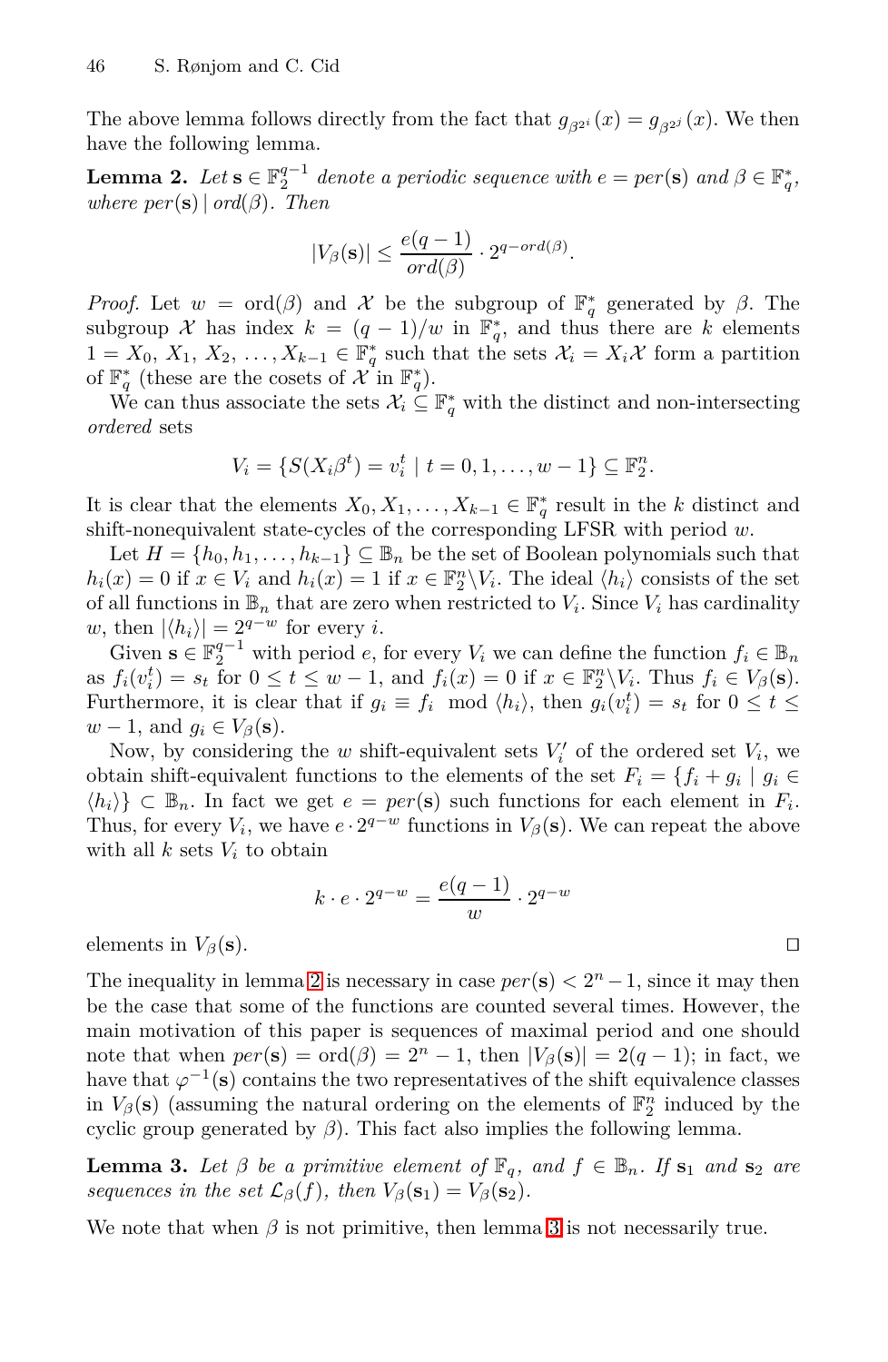The above lemma follows directly from the fact that $g_{\beta^{2^i}}(x) = g_{\beta^{2^j}}(x)$. We then have the following lemma.

**Lemma 2.** *Let* $\mathbf{s} \in \mathbb{F}_2^{q-1}$ *denote a periodic sequence with* $e = per(\mathbf{s})$ *and* $\beta \in \mathbb{F}_q^*$, *where* $per(\mathbf{s}) \mid ord(\beta)$. *Then*

$$|V_\beta(\mathbf{s})| \leq \frac{e(q-1)}{ord(\beta)} \cdot 2^{q-ord(\beta)}.$$

*Proof.* Let $w = \mathrm{ord}(\beta)$ and $\mathcal{X}$ be the subgroup of $\mathbb{F}_q^*$ generated by $\beta$. The subgroup $\mathcal{X}$ has index $k = (q-1)/w$ in $\mathbb{F}_q^*$, and thus there are $k$ elements $1 = X_0, X_1, X_2, \ldots, X_{k-1} \in \mathbb{F}_q^*$ such that the sets $\mathcal{X}_i = X_i\mathcal{X}$ form a partition of $\mathbb{F}_q^*$ (these are the cosets of $\mathcal{X}$ in $\mathbb{F}_q^*$).

We can thus associate the sets $\mathcal{X}_i \subseteq \mathbb{F}_q^*$ with the distinct and non-intersecting *ordered* sets

$$V_i = \{S(X_i\beta^t) = v_i^t \mid t = 0, 1, \ldots, w-1\} \subseteq \mathbb{F}_2^n.$$

It is clear that the elements $X_0, X_1, \ldots, X_{k-1} \in \mathbb{F}_q^*$ result in the $k$ distinct and shift-nonequivalent state-cycles of the corresponding LFSR with period $w$.

Let $H = \{h_0, h_1, \ldots, h_{k-1}\} \subseteq \mathbb{B}_n$ be the set of Boolean polynomials such that $h_i(x) = 0$ if $x \in V_i$ and $h_i(x) = 1$ if $x \in \mathbb{F}_2^n \backslash V_i$. The ideal $\langle h_i \rangle$ consists of the set of all functions in $\mathbb{B}_n$ that are zero when restricted to $V_i$. Since $V_i$ has cardinality $w$, then $|\langle h_i \rangle| = 2^{q-w}$ for every $i$.

Given $\mathbf{s} \in \mathbb{F}_2^{q-1}$ with period $e$, for every $V_i$ we can define the function $f_i \in \mathbb{B}_n$ as $f_i(v_i^t) = s_t$ for $0 \leq t \leq w-1$, and $f_i(x) = 0$ if $x \in \mathbb{F}_2^n \backslash V_i$. Thus $f_i \in V_\beta(\mathbf{s})$. Furthermore, it is clear that if $g_i \equiv f_i \mod \langle h_i \rangle$, then $g_i(v_i^t) = s_t$ for $0 \leq t \leq w-1$, and $g_i \in V_\beta(\mathbf{s})$.

Now, by considering the $w$ shift-equivalent sets $V_i'$ of the ordered set $V_i$, we obtain shift-equivalent functions to the elements of the set $F_i = \{f_i + g_i \mid g_i \in \langle h_i \rangle\} \subset \mathbb{B}_n$. In fact we get $e = per(\mathbf{s})$ such functions for each element in $F_i$. Thus, for every $V_i$, we have $e \cdot 2^{q-w}$ functions in $V_\beta(\mathbf{s})$. We can repeat the above with all $k$ sets $V_i$ to obtain

$$k \cdot e \cdot 2^{q-w} = \frac{e(q-1)}{w} \cdot 2^{q-w}$$

elements in $V_\beta(\mathbf{s})$. □

The inequality in lemma 2 is necessary in case $per(\mathbf{s}) < 2^n - 1$, since it may then be the case that some of the functions are counted several times. However, the main motivation of this paper is sequences of maximal period and one should note that when $per(\mathbf{s}) = \mathrm{ord}(\beta) = 2^n - 1$, then $|V_\beta(\mathbf{s})| = 2(q-1)$; in fact, we have that $\varphi^{-1}(\mathbf{s})$ contains the two representatives of the shift equivalence classes in $V_\beta(\mathbf{s})$ (assuming the natural ordering on the elements of $\mathbb{F}_2^n$ induced by the cyclic group generated by $\beta$). This fact also implies the following lemma.

**Lemma 3.** *Let* $\beta$ *be a primitive element of* $\mathbb{F}_q$, *and* $f \in \mathbb{B}_n$. *If* $\mathbf{s}_1$ *and* $\mathbf{s}_2$ *are sequences in the set* $\mathcal{L}_\beta(f)$, *then* $V_\beta(\mathbf{s}_1) = V_\beta(\mathbf{s}_2)$.

We note that when $\beta$ is not primitive, then lemma 3 is not necessarily true.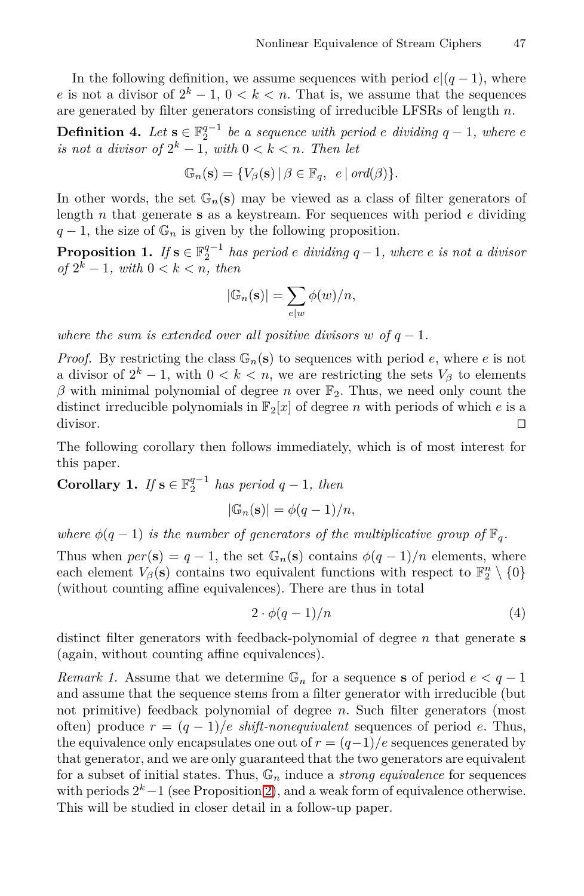In the following definition, we assume sequences with period $e|(q-1)$, where $e$ is not a divisor of $2^k - 1$, $0 < k < n$. That is, we assume that the sequences are generated by filter generators consisting of irreducible LFSRs of length $n$.

**Definition 4.** *Let $\mathbf{s} \in \mathbb{F}_2^{q-1}$ be a sequence with period $e$ dividing $q-1$, where $e$ is not a divisor of $2^k - 1$, with $0 < k < n$. Then let*

$$\mathbb{G}_n(\mathbf{s}) = \{V_\beta(\mathbf{s}) \,|\, \beta \in \mathbb{F}_q, \;\; e \,|\, ord(\beta)\}.$$

In other words, the set $\mathbb{G}_n(\mathbf{s})$ may be viewed as a class of filter generators of length $n$ that generate $\mathbf{s}$ as a keystream. For sequences with period $e$ dividing $q-1$, the size of $\mathbb{G}_n$ is given by the following proposition.

**Proposition 1.** *If $\mathbf{s} \in \mathbb{F}_2^{q-1}$ has period $e$ dividing $q-1$, where $e$ is not a divisor of $2^k - 1$, with $0 < k < n$, then*

$$|\mathbb{G}_n(\mathbf{s})| = \sum_{e|w} \phi(w)/n,$$

*where the sum is extended over all positive divisors $w$ of $q-1$.*

*Proof.* By restricting the class $\mathbb{G}_n(\mathbf{s})$ to sequences with period $e$, where $e$ is not a divisor of $2^k - 1$, with $0 < k < n$, we are restricting the sets $V_\beta$ to elements $\beta$ with minimal polynomial of degree $n$ over $\mathbb{F}_2$. Thus, we need only count the distinct irreducible polynomials in $\mathbb{F}_2[x]$ of degree $n$ with periods of which $e$ is a divisor. ◻

The following corollary then follows immediately, which is of most interest for this paper.

**Corollary 1.** *If $\mathbf{s} \in \mathbb{F}_2^{q-1}$ has period $q-1$, then*

$$|\mathbb{G}_n(\mathbf{s})| = \phi(q-1)/n,$$

*where $\phi(q-1)$ is the number of generators of the multiplicative group of $\mathbb{F}_q$.*

Thus when $per(\mathbf{s}) = q-1$, the set $\mathbb{G}_n(\mathbf{s})$ contains $\phi(q-1)/n$ elements, where each element $V_\beta(\mathbf{s})$ contains two equivalent functions with respect to $\mathbb{F}_2^n \setminus \{0\}$ (without counting affine equivalences). There are thus in total

$$2 \cdot \phi(q-1)/n \tag{4}$$

distinct filter generators with feedback-polynomial of degree $n$ that generate $\mathbf{s}$ (again, without counting affine equivalences).

*Remark 1.* Assume that we determine $\mathbb{G}_n$ for a sequence $\mathbf{s}$ of period $e < q-1$ and assume that the sequence stems from a filter generator with irreducible (but not primitive) feedback polynomial of degree $n$. Such filter generators (most often) produce $r = (q-1)/e$ *shift-nonequivalent* sequences of period $e$. Thus, the equivalence only encapsulates one out of $r = (q-1)/e$ sequences generated by that generator, and we are only guaranteed that the two generators are equivalent for a subset of initial states. Thus, $\mathbb{G}_n$ induce a *strong equivalence* for sequences with periods $2^k - 1$ (see Proposition 2), and a weak form of equivalence otherwise. This will be studied in closer detail in a follow-up paper.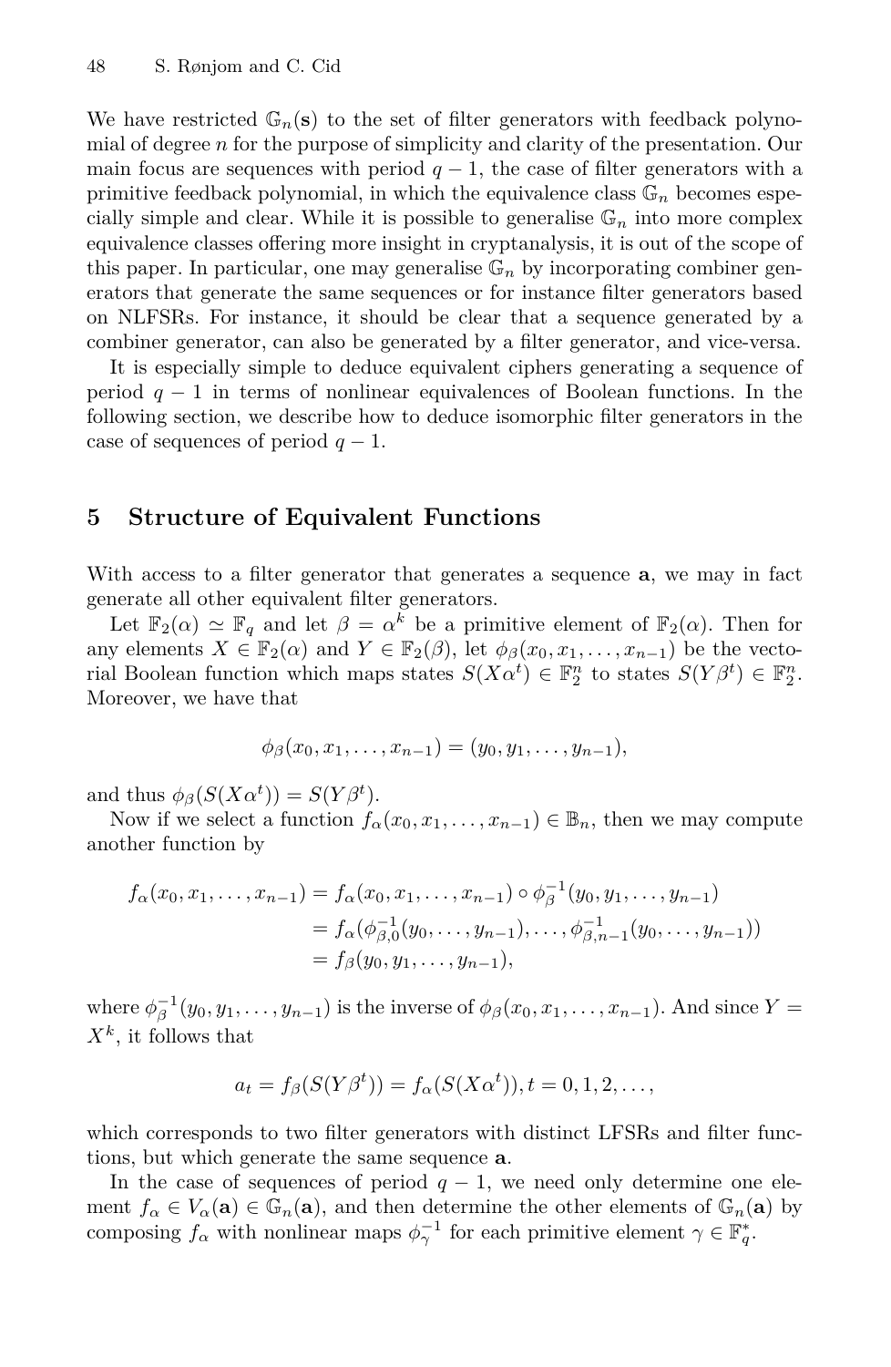We have restricted $\mathbb{G}_n(\mathbf{s})$ to the set of filter generators with feedback polynomial of degree $n$ for the purpose of simplicity and clarity of the presentation. Our main focus are sequences with period $q-1$, the case of filter generators with a primitive feedback polynomial, in which the equivalence class $\mathbb{G}_n$ becomes especially simple and clear. While it is possible to generalise $\mathbb{G}_n$ into more complex equivalence classes offering more insight in cryptanalysis, it is out of the scope of this paper. In particular, one may generalise $\mathbb{G}_n$ by incorporating combiner generators that generate the same sequences or for instance filter generators based on NLFSRs. For instance, it should be clear that a sequence generated by a combiner generator, can also be generated by a filter generator, and vice-versa.

It is especially simple to deduce equivalent ciphers generating a sequence of period $q-1$ in terms of nonlinear equivalences of Boolean functions. In the following section, we describe how to deduce isomorphic filter generators in the case of sequences of period $q-1$.

## 5 Structure of Equivalent Functions

With access to a filter generator that generates a sequence $\mathbf{a}$, we may in fact generate all other equivalent filter generators.

Let $\mathbb{F}_2(\alpha) \simeq \mathbb{F}_q$ and let $\beta = \alpha^k$ be a primitive element of $\mathbb{F}_2(\alpha)$. Then for any elements $X \in \mathbb{F}_2(\alpha)$ and $Y \in \mathbb{F}_2(\beta)$, let $\phi_\beta(x_0, x_1, \ldots, x_{n-1})$ be the vectorial Boolean function which maps states $S(X\alpha^t) \in \mathbb{F}_2^n$ to states $S(Y\beta^t) \in \mathbb{F}_2^n$. Moreover, we have that

$$\phi_\beta(x_0, x_1, \ldots, x_{n-1}) = (y_0, y_1, \ldots, y_{n-1}),$$

and thus $\phi_\beta(S(X\alpha^t)) = S(Y\beta^t)$.

Now if we select a function $f_\alpha(x_0, x_1, \ldots, x_{n-1}) \in \mathbb{B}_n$, then we may compute another function by

$$\begin{aligned}
f_\alpha(x_0, x_1, \ldots, x_{n-1}) &= f_\alpha(x_0, x_1, \ldots, x_{n-1}) \circ \phi_\beta^{-1}(y_0, y_1, \ldots, y_{n-1}) \\
&= f_\alpha(\phi_{\beta,0}^{-1}(y_0, \ldots, y_{n-1}), \ldots, \phi_{\beta,n-1}^{-1}(y_0, \ldots, y_{n-1})) \\
&= f_\beta(y_0, y_1, \ldots, y_{n-1}),
\end{aligned}$$

where $\phi_\beta^{-1}(y_0, y_1, \ldots, y_{n-1})$ is the inverse of $\phi_\beta(x_0, x_1, \ldots, x_{n-1})$. And since $Y = X^k$, it follows that

$$a_t = f_\beta(S(Y\beta^t)) = f_\alpha(S(X\alpha^t)), t = 0, 1, 2, \ldots,$$

which corresponds to two filter generators with distinct LFSRs and filter functions, but which generate the same sequence $\mathbf{a}$.

In the case of sequences of period $q-1$, we need only determine one element $f_\alpha \in V_\alpha(\mathbf{a}) \in \mathbb{G}_n(\mathbf{a})$, and then determine the other elements of $\mathbb{G}_n(\mathbf{a})$ by composing $f_\alpha$ with nonlinear maps $\phi_\gamma^{-1}$ for each primitive element $\gamma \in \mathbb{F}_q^*$.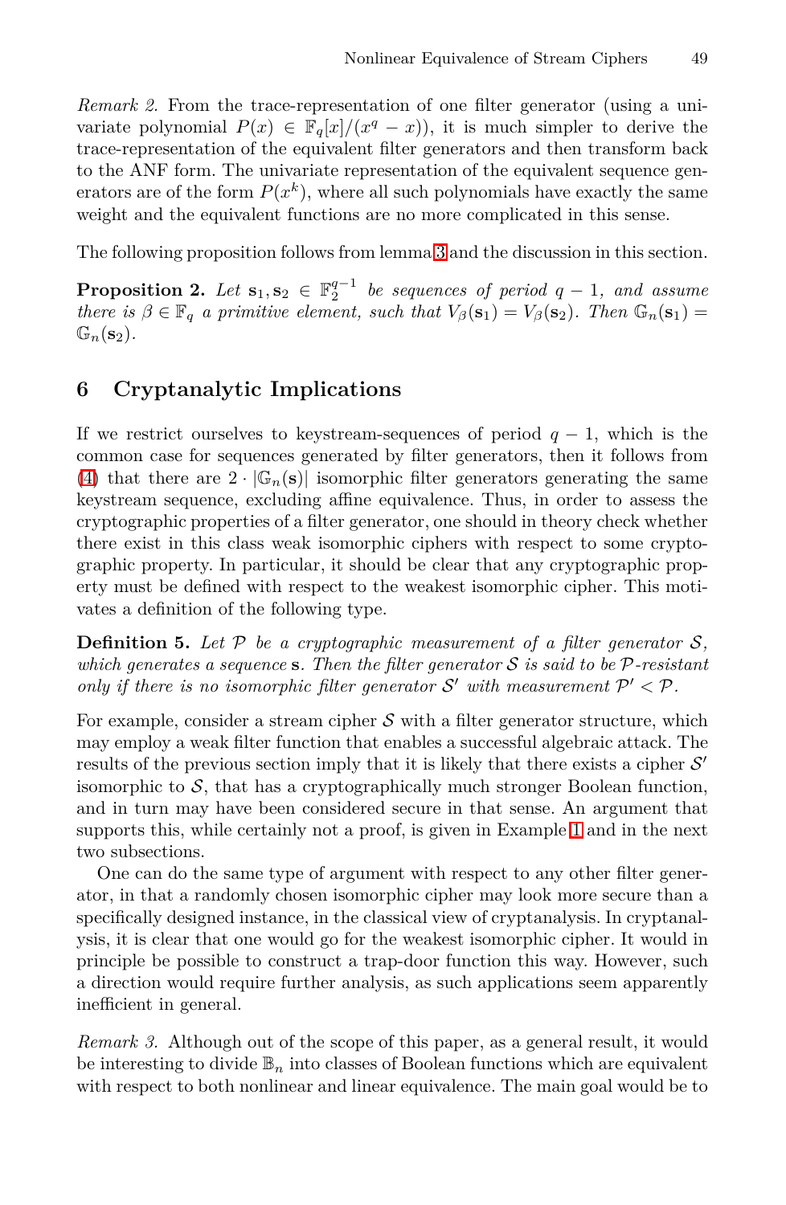*Remark 2.* From the trace-representation of one filter generator (using a univariate polynomial $P(x) \in \mathbb{F}_q[x]/(x^q - x)$), it is much simpler to derive the trace-representation of the equivalent filter generators and then transform back to the ANF form. The univariate representation of the equivalent sequence generators are of the form $P(x^k)$, where all such polynomials have exactly the same weight and the equivalent functions are no more complicated in this sense.

The following proposition follows from lemma 3 and the discussion in this section.

**Proposition 2.** *Let $\mathbf{s}_1, \mathbf{s}_2 \in \mathbb{F}_2^{q-1}$ be sequences of period $q-1$, and assume there is $\beta \in \mathbb{F}_q$ a primitive element, such that $V_\beta(\mathbf{s}_1) = V_\beta(\mathbf{s}_2)$. Then $\mathbb{G}_n(\mathbf{s}_1) = \mathbb{G}_n(\mathbf{s}_2)$.*

## 6 Cryptanalytic Implications

If we restrict ourselves to keystream-sequences of period $q-1$, which is the common case for sequences generated by filter generators, then it follows from (4) that there are $2 \cdot |\mathbb{G}_n(\mathbf{s})|$ isomorphic filter generators generating the same keystream sequence, excluding affine equivalence. Thus, in order to assess the cryptographic properties of a filter generator, one should in theory check whether there exist in this class weak isomorphic ciphers with respect to some cryptographic property. In particular, it should be clear that any cryptographic property must be defined with respect to the weakest isomorphic cipher. This motivates a definition of the following type.

**Definition 5.** *Let $\mathcal{P}$ be a cryptographic measurement of a filter generator $\mathcal{S}$, which generates a sequence* $\mathbf{s}$. *Then the filter generator $\mathcal{S}$ is said to be $\mathcal{P}$-resistant only if there is no isomorphic filter generator $\mathcal{S}'$ with measurement $\mathcal{P}' < \mathcal{P}$.*

For example, consider a stream cipher $\mathcal{S}$ with a filter generator structure, which may employ a weak filter function that enables a successful algebraic attack. The results of the previous section imply that it is likely that there exists a cipher $\mathcal{S}'$ isomorphic to $\mathcal{S}$, that has a cryptographically much stronger Boolean function, and in turn may have been considered secure in that sense. An argument that supports this, while certainly not a proof, is given in Example 1 and in the next two subsections.

One can do the same type of argument with respect to any other filter generator, in that a randomly chosen isomorphic cipher may look more secure than a specifically designed instance, in the classical view of cryptanalysis. In cryptanalysis, it is clear that one would go for the weakest isomorphic cipher. It would in principle be possible to construct a trap-door function this way. However, such a direction would require further analysis, as such applications seem apparently inefficient in general.

*Remark 3.* Although out of the scope of this paper, as a general result, it would be interesting to divide $\mathbb{B}_n$ into classes of Boolean functions which are equivalent with respect to both nonlinear and linear equivalence. The main goal would be to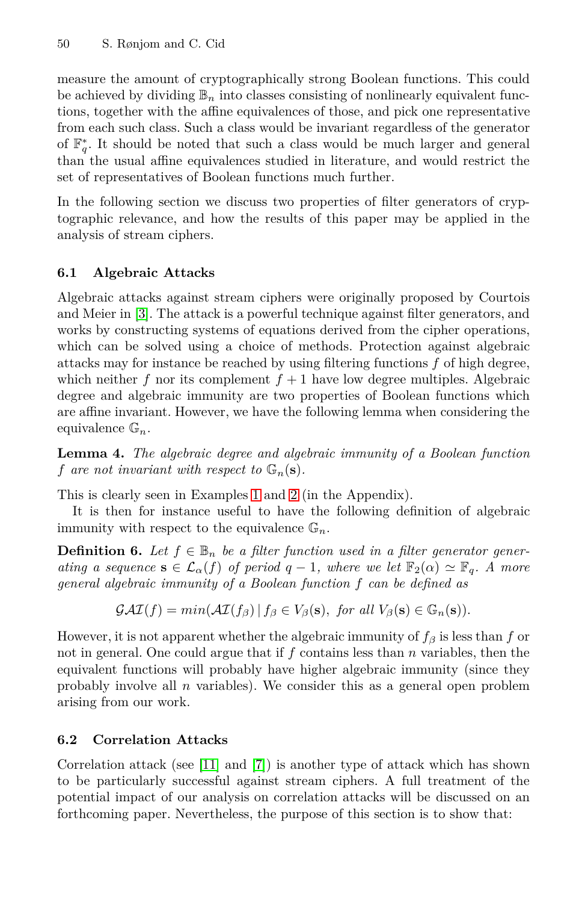measure the amount of cryptographically strong Boolean functions. This could be achieved by dividing $\mathbb{B}_n$ into classes consisting of nonlinearly equivalent functions, together with the affine equivalences of those, and pick one representative from each such class. Such a class would be invariant regardless of the generator of $\mathbb{F}_q^*$. It should be noted that such a class would be much larger and general than the usual affine equivalences studied in literature, and would restrict the set of representatives of Boolean functions much further.

In the following section we discuss two properties of filter generators of cryptographic relevance, and how the results of this paper may be applied in the analysis of stream ciphers.

### 6.1 Algebraic Attacks

Algebraic attacks against stream ciphers were originally proposed by Courtois and Meier in [3]. The attack is a powerful technique against filter generators, and works by constructing systems of equations derived from the cipher operations, which can be solved using a choice of methods. Protection against algebraic attacks may for instance be reached by using filtering functions $f$ of high degree, which neither $f$ nor its complement $f+1$ have low degree multiples. Algebraic degree and algebraic immunity are two properties of Boolean functions which are affine invariant. However, we have the following lemma when considering the equivalence $\mathbb{G}_n$.

**Lemma 4.** *The algebraic degree and algebraic immunity of a Boolean function $f$ are not invariant with respect to $\mathbb{G}_n(\mathbf{s})$.*

This is clearly seen in Examples 1 and 2 (in the Appendix).

It is then for instance useful to have the following definition of algebraic immunity with respect to the equivalence $\mathbb{G}_n$.

**Definition 6.** *Let $f \in \mathbb{B}_n$ be a filter function used in a filter generator generating a sequence $\mathbf{s} \in \mathcal{L}_\alpha(f)$ of period $q-1$, where we let $\mathbb{F}_2(\alpha) \simeq \mathbb{F}_q$. A more general algebraic immunity of a Boolean function $f$ can be defined as*

$$\mathcal{GAI}(f) = min(\mathcal{AI}(f_\beta) \,|\, f_\beta \in V_\beta(\mathbf{s}),\ for\ all\ V_\beta(\mathbf{s}) \in \mathbb{G}_n(\mathbf{s})).$$

However, it is not apparent whether the algebraic immunity of $f_\beta$ is less than $f$ or not in general. One could argue that if $f$ contains less than $n$ variables, then the equivalent functions will probably have higher algebraic immunity (since they probably involve all $n$ variables). We consider this as a general open problem arising from our work.

### 6.2 Correlation Attacks

Correlation attack (see [11] and [7]) is another type of attack which has shown to be particularly successful against stream ciphers. A full treatment of the potential impact of our analysis on correlation attacks will be discussed on an forthcoming paper. Nevertheless, the purpose of this section is to show that: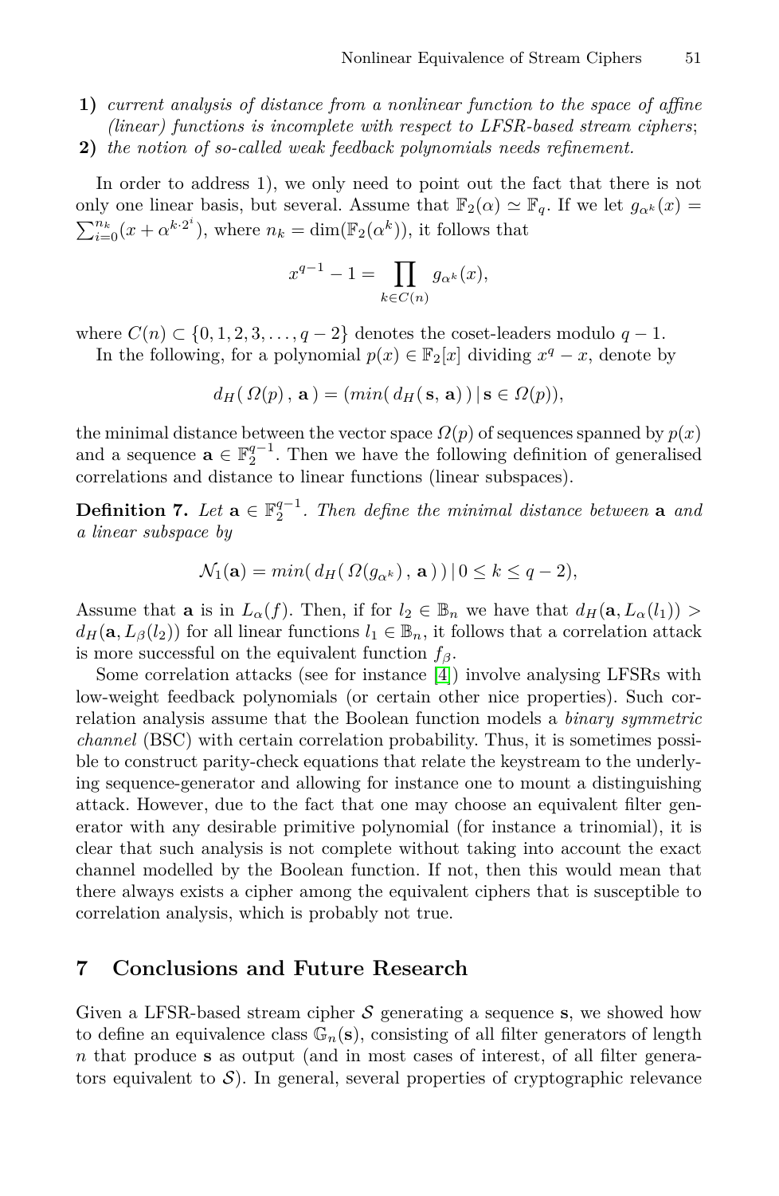**1)** *current analysis of distance from a nonlinear function to the space of affine (linear) functions is incomplete with respect to LFSR-based stream ciphers*;

**2)** *the notion of so-called weak feedback polynomials needs refinement.*

In order to address 1), we only need to point out the fact that there is not only one linear basis, but several. Assume that $\mathbb{F}_2(\alpha) \simeq \mathbb{F}_q$. If we let $g_{\alpha^k}(x) = \sum_{i=0}^{n_k}(x + \alpha^{k \cdot 2^i})$, where $n_k = \dim(\mathbb{F}_2(\alpha^k))$, it follows that

$$x^{q-1} - 1 = \prod_{k \in C(n)} g_{\alpha^k}(x),$$

where $C(n) \subset \{0, 1, 2, 3, \ldots, q-2\}$ denotes the coset-leaders modulo $q-1$.

In the following, for a polynomial $p(x) \in \mathbb{F}_2[x]$ dividing $x^q - x$, denote by

$$d_H(\, \Omega(p)\, ,\, \mathbf{a}\, ) = (min(\, d_H(\, \mathbf{s},\, \mathbf{a})\, )\, |\, \mathbf{s} \in \Omega(p)),$$

the minimal distance between the vector space $\Omega(p)$ of sequences spanned by $p(x)$ and a sequence $\mathbf{a} \in \mathbb{F}_2^{q-1}$. Then we have the following definition of generalised correlations and distance to linear functions (linear subspaces).

**Definition 7.** *Let* $\mathbf{a} \in \mathbb{F}_2^{q-1}$. *Then define the minimal distance between* $\mathbf{a}$ *and a linear subspace by*

$$\mathcal{N}_1(\mathbf{a}) = min(\, d_H(\, \Omega(g_{\alpha^k})\, ,\, \mathbf{a}\, )\, )\, |\, 0 \le k \le q-2),$$

Assume that $\mathbf{a}$ is in $L_\alpha(f)$. Then, if for $l_2 \in \mathbb{B}_n$ we have that $d_H(\mathbf{a}, L_\alpha(l_1)) > d_H(\mathbf{a}, L_\beta(l_2))$ for all linear functions $l_1 \in \mathbb{B}_n$, it follows that a correlation attack is more successful on the equivalent function $f_\beta$.

Some correlation attacks (see for instance [4]) involve analysing LFSRs with low-weight feedback polynomials (or certain other nice properties). Such correlation analysis assume that the Boolean function models a *binary symmetric channel* (BSC) with certain correlation probability. Thus, it is sometimes possible to construct parity-check equations that relate the keystream to the underlying sequence-generator and allowing for instance one to mount a distinguishing attack. However, due to the fact that one may choose an equivalent filter generator with any desirable primitive polynomial (for instance a trinomial), it is clear that such analysis is not complete without taking into account the exact channel modelled by the Boolean function. If not, then this would mean that there always exists a cipher among the equivalent ciphers that is susceptible to correlation analysis, which is probably not true.

## 7 Conclusions and Future Research

Given a LFSR-based stream cipher $\mathcal{S}$ generating a sequence $\mathbf{s}$, we showed how to define an equivalence class $\mathbb{G}_n(\mathbf{s})$, consisting of all filter generators of length $n$ that produce $\mathbf{s}$ as output (and in most cases of interest, of all filter generators equivalent to $\mathcal{S}$). In general, several properties of cryptographic relevance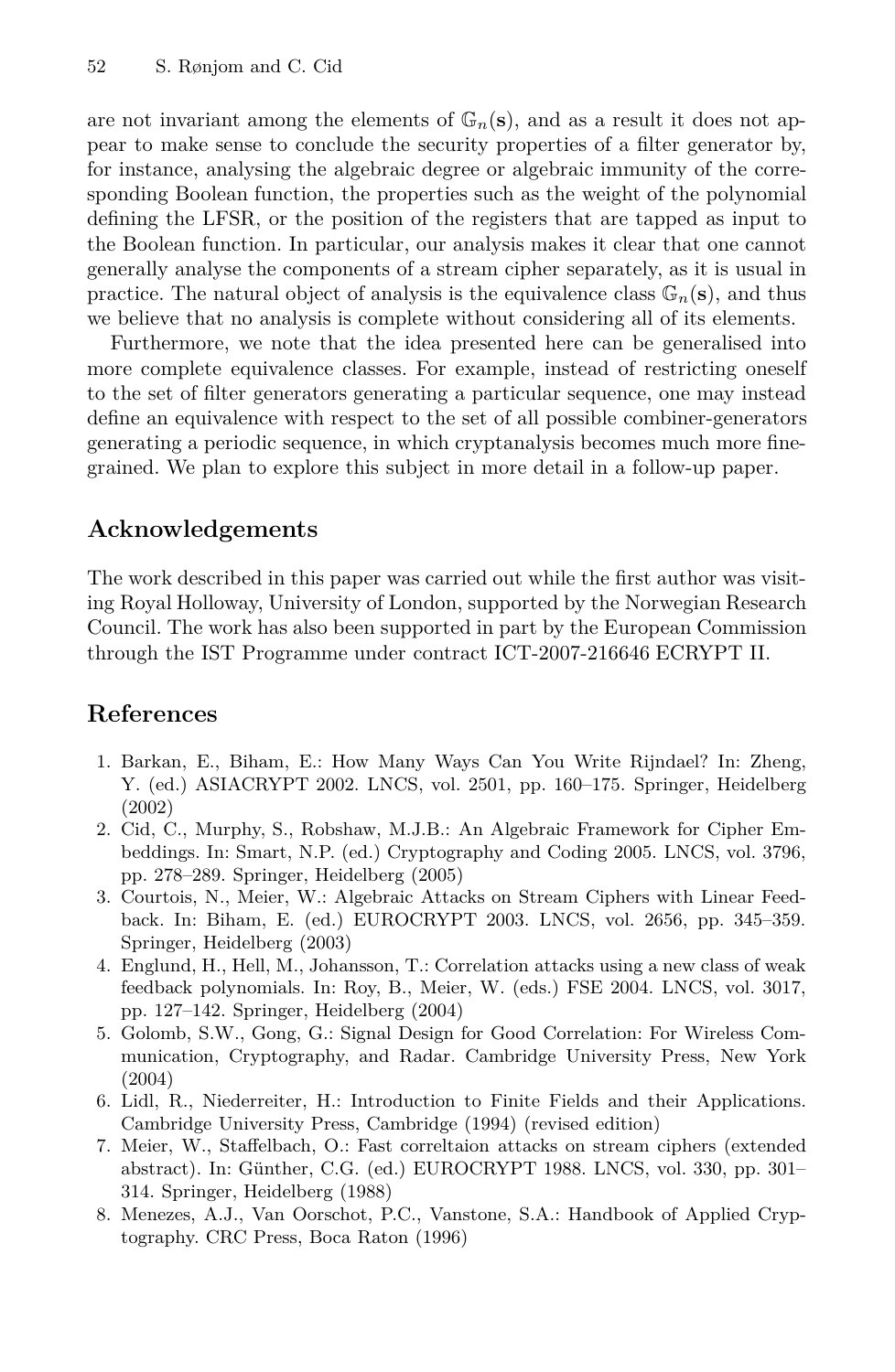are not invariant among the elements of $\mathbb{G}_n(\mathbf{s})$, and as a result it does not appear to make sense to conclude the security properties of a filter generator by, for instance, analysing the algebraic degree or algebraic immunity of the corresponding Boolean function, the properties such as the weight of the polynomial defining the LFSR, or the position of the registers that are tapped as input to the Boolean function. In particular, our analysis makes it clear that one cannot generally analyse the components of a stream cipher separately, as it is usual in practice. The natural object of analysis is the equivalence class $\mathbb{G}_n(\mathbf{s})$, and thus we believe that no analysis is complete without considering all of its elements.

Furthermore, we note that the idea presented here can be generalised into more complete equivalence classes. For example, instead of restricting oneself to the set of filter generators generating a particular sequence, one may instead define an equivalence with respect to the set of all possible combiner-generators generating a periodic sequence, in which cryptanalysis becomes much more fine-grained. We plan to explore this subject in more detail in a follow-up paper.

## Acknowledgements

The work described in this paper was carried out while the first author was visiting Royal Holloway, University of London, supported by the Norwegian Research Council. The work has also been supported in part by the European Commission through the IST Programme under contract ICT-2007-216646 ECRYPT II.

## References

1. Barkan, E., Biham, E.: How Many Ways Can You Write Rijndael? In: Zheng, Y. (ed.) ASIACRYPT 2002. LNCS, vol. 2501, pp. 160–175. Springer, Heidelberg (2002)
2. Cid, C., Murphy, S., Robshaw, M.J.B.: An Algebraic Framework for Cipher Embeddings. In: Smart, N.P. (ed.) Cryptography and Coding 2005. LNCS, vol. 3796, pp. 278–289. Springer, Heidelberg (2005)
3. Courtois, N., Meier, W.: Algebraic Attacks on Stream Ciphers with Linear Feedback. In: Biham, E. (ed.) EUROCRYPT 2003. LNCS, vol. 2656, pp. 345–359. Springer, Heidelberg (2003)
4. Englund, H., Hell, M., Johansson, T.: Correlation attacks using a new class of weak feedback polynomials. In: Roy, B., Meier, W. (eds.) FSE 2004. LNCS, vol. 3017, pp. 127–142. Springer, Heidelberg (2004)
5. Golomb, S.W., Gong, G.: Signal Design for Good Correlation: For Wireless Communication, Cryptography, and Radar. Cambridge University Press, New York (2004)
6. Lidl, R., Niederreiter, H.: Introduction to Finite Fields and their Applications. Cambridge University Press, Cambridge (1994) (revised edition)
7. Meier, W., Staffelbach, O.: Fast correltaion attacks on stream ciphers (extended abstract). In: Günther, C.G. (ed.) EUROCRYPT 1988. LNCS, vol. 330, pp. 301–314. Springer, Heidelberg (1988)
8. Menezes, A.J., Van Oorschot, P.C., Vanstone, S.A.: Handbook of Applied Cryptography. CRC Press, Boca Raton (1996)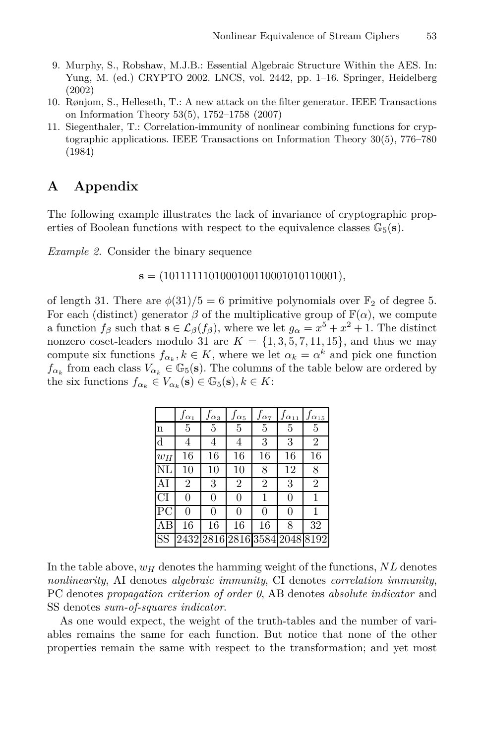9. Murphy, S., Robshaw, M.J.B.: Essential Algebraic Structure Within the AES. In: Yung, M. (ed.) CRYPTO 2002. LNCS, vol. 2442, pp. 1–16. Springer, Heidelberg (2002)
10. Rønjom, S., Helleseth, T.: A new attack on the filter generator. IEEE Transactions on Information Theory 53(5), 1752–1758 (2007)
11. Siegenthaler, T.: Correlation-immunity of nonlinear combining functions for cryptographic applications. IEEE Transactions on Information Theory 30(5), 776–780 (1984)

# A Appendix

The following example illustrates the lack of invariance of cryptographic properties of Boolean functions with respect to the equivalence classes $\mathbb{G}_5(\mathbf{s})$.

*Example 2.* Consider the binary sequence

$$\mathbf{s} = (1011111101000100110001010110001),$$

of length 31. There are $\phi(31)/5 = 6$ primitive polynomials over $\mathbb{F}_2$ of degree 5. For each (distinct) generator $\beta$ of the multiplicative group of $\mathbb{F}(\alpha)$, we compute a function $f_\beta$ such that $\mathbf{s} \in \mathcal{L}_\beta(f_\beta)$, where we let $g_\alpha = x^5 + x^2 + 1$. The distinct nonzero coset-leaders modulo 31 are $K = \{1, 3, 5, 7, 11, 15\}$, and thus we may compute six functions $f_{\alpha_k}, k \in K$, where we let $\alpha_k = \alpha^k$ and pick one function $f_{\alpha_k}$ from each class $V_{\alpha_k} \in \mathbb{G}_5(\mathbf{s})$. The columns of the table below are ordered by the six functions $f_{\alpha_k} \in V_{\alpha_k}(\mathbf{s}) \in \mathbb{G}_5(\mathbf{s}), k \in K$:

| | $f_{\alpha_1}$ | $f_{\alpha_3}$ | $f_{\alpha_5}$ | $f_{\alpha_7}$ | $f_{\alpha_{11}}$ | $f_{\alpha_{15}}$ |
|---|---|---|---|---|---|---|
| n | 5 | 5 | 5 | 5 | 5 | 5 |
| d | 4 | 4 | 4 | 3 | 3 | 2 |
| $w_H$ | 16 | 16 | 16 | 16 | 16 | 16 |
| NL | 10 | 10 | 10 | 8 | 12 | 8 |
| AI | 2 | 3 | 2 | 2 | 3 | 2 |
| CI | 0 | 0 | 0 | 1 | 0 | 1 |
| PC | 0 | 0 | 0 | 0 | 0 | 1 |
| AB | 16 | 16 | 16 | 16 | 8 | 32 |
| SS | 2432 | 2816 | 2816 | 3584 | 2048 | 8192 |

In the table above, $w_H$ denotes the hamming weight of the functions, $NL$ denotes *nonlinearity*, AI denotes *algebraic immunity*, CI denotes *correlation immunity*, PC denotes *propagation criterion of order 0*, AB denotes *absolute indicator* and SS denotes *sum-of-squares indicator*.

As one would expect, the weight of the truth-tables and the number of variables remains the same for each function. But notice that none of the other properties remain the same with respect to the transformation; and yet most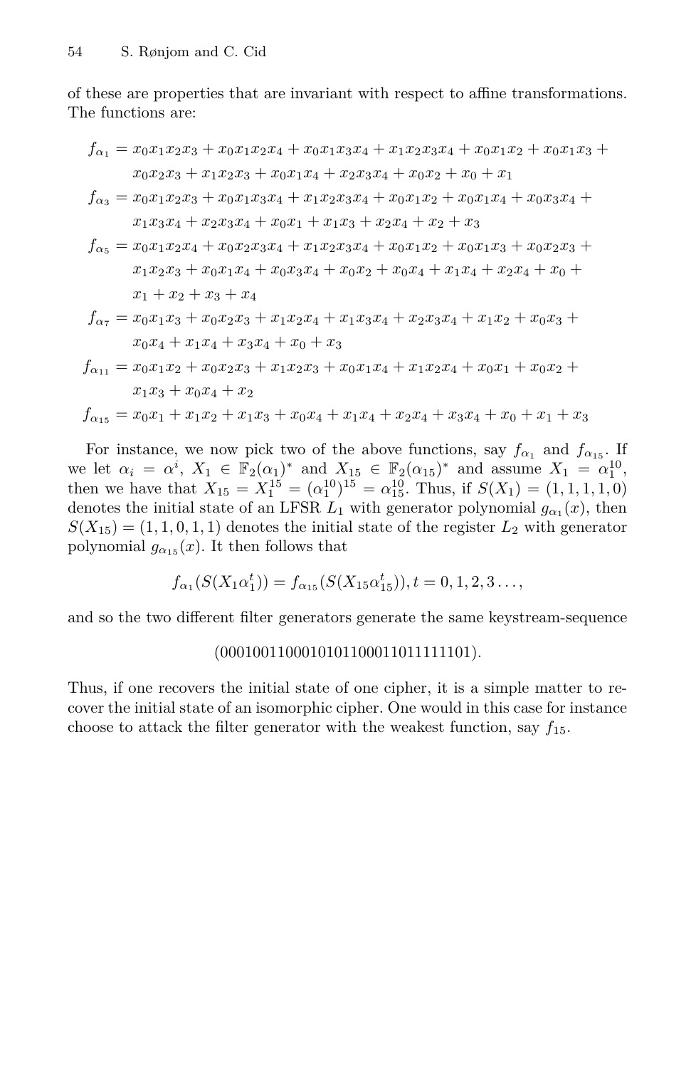of these are properties that are invariant with respect to affine transformations. The functions are:

$$
\begin{aligned}
f_{\alpha_1} &= x_0x_1x_2x_3 + x_0x_1x_2x_4 + x_0x_1x_3x_4 + x_1x_2x_3x_4 + x_0x_1x_2 + x_0x_1x_3 + \\
&\quad x_0x_2x_3 + x_1x_2x_3 + x_0x_1x_4 + x_2x_3x_4 + x_0x_2 + x_0 + x_1 \\
f_{\alpha_3} &= x_0x_1x_2x_3 + x_0x_1x_3x_4 + x_1x_2x_3x_4 + x_0x_1x_2 + x_0x_1x_4 + x_0x_3x_4 + \\
&\quad x_1x_3x_4 + x_2x_3x_4 + x_0x_1 + x_1x_3 + x_2x_4 + x_2 + x_3 \\
f_{\alpha_5} &= x_0x_1x_2x_4 + x_0x_2x_3x_4 + x_1x_2x_3x_4 + x_0x_1x_2 + x_0x_1x_3 + x_0x_2x_3 + \\
&\quad x_1x_2x_3 + x_0x_1x_4 + x_0x_3x_4 + x_0x_2 + x_0x_4 + x_1x_4 + x_2x_4 + x_0 + \\
&\quad x_1 + x_2 + x_3 + x_4 \\
f_{\alpha_7} &= x_0x_1x_3 + x_0x_2x_3 + x_1x_2x_4 + x_1x_3x_4 + x_2x_3x_4 + x_1x_2 + x_0x_3 + \\
&\quad x_0x_4 + x_1x_4 + x_3x_4 + x_0 + x_3 \\
f_{\alpha_{11}} &= x_0x_1x_2 + x_0x_2x_3 + x_1x_2x_3 + x_0x_1x_4 + x_1x_2x_4 + x_0x_1 + x_0x_2 + \\
&\quad x_1x_3 + x_0x_4 + x_2 \\
f_{\alpha_{15}} &= x_0x_1 + x_1x_2 + x_1x_3 + x_0x_4 + x_1x_4 + x_2x_4 + x_3x_4 + x_0 + x_1 + x_3
\end{aligned}
$$

For instance, we now pick two of the above functions, say $f_{\alpha_1}$ and $f_{\alpha_{15}}$. If we let $\alpha_i = \alpha^i$, $X_1 \in \mathbb{F}_2(\alpha_1)^*$ and $X_{15} \in \mathbb{F}_2(\alpha_{15})^*$ and assume $X_1 = \alpha_1^{10}$, then we have that $X_{15} = X_1^{15} = (\alpha_1^{10})^{15} = \alpha_{15}^{10}$. Thus, if $S(X_1) = (1,1,1,1,0)$ denotes the initial state of an LFSR $L_1$ with generator polynomial $g_{\alpha_1}(x)$, then $S(X_{15}) = (1,1,0,1,1)$ denotes the initial state of the register $L_2$ with generator polynomial $g_{\alpha_{15}}(x)$. It then follows that

$$f_{\alpha_1}(S(X_1\alpha_1^t)) = f_{\alpha_{15}}(S(X_{15}\alpha_{15}^t)), t = 0,1,2,3\ldots,$$

and so the two different filter generators generate the same keystream-sequence

$$(0001001100010101100011011111101).$$

Thus, if one recovers the initial state of one cipher, it is a simple matter to recover the initial state of an isomorphic cipher. One would in this case for instance choose to attack the filter generator with the weakest function, say $f_{15}$.